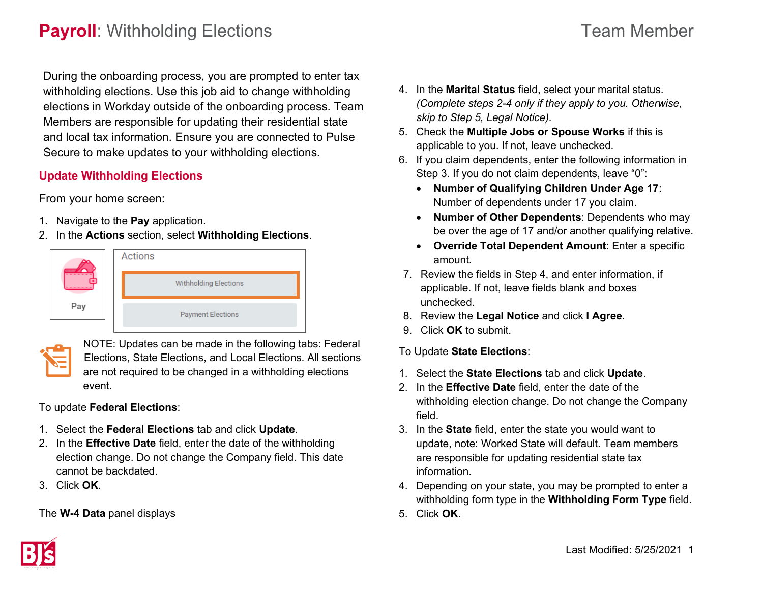# **Payroll**: Withholding Elections

Team Member

During the onboarding process, you are prompted to enter tax withholding elections. Use this job aid to change withholding elections in Workday outside of the onboarding process. Team Members are responsible for updating their residential state and local tax information. Ensure you are connected to Pulse Secure to make updates to your withholding elections.

## Update Withholding Elections

From your home screen:

1. Navigate to the **Pay** application.
2. In the **Actions** section, select **Withholding Elections**.

NOTE: Updates can be made in the following tabs: Federal Elections, State Elections, and Local Elections. All sections are not required to be changed in a withholding elections event.

To update **Federal Elections**:

1. Select the **Federal Elections** tab and click **Update**.
2. In the **Effective Date** field, enter the date of the withholding election change. Do not change the Company field. This date cannot be backdated.
3. Click **OK**.

The **W-4 Data** panel displays

4. In the **Marital Status** field, select your marital status. *(Complete steps 2-4 only if they apply to you. Otherwise, skip to Step 5, Legal Notice).*
5. Check the **Multiple Jobs or Spouse Works** if this is applicable to you. If not, leave unchecked.
6. If you claim dependents, enter the following information in Step 3. If you do not claim dependents, leave "0":
   - **Number of Qualifying Children Under Age 17**: Number of dependents under 17 you claim.
   - **Number of Other Dependents**: Dependents who may be over the age of 17 and/or another qualifying relative.
   - **Override Total Dependent Amount**: Enter a specific amount.
7. Review the fields in Step 4, and enter information, if applicable. If not, leave fields blank and boxes unchecked.
8. Review the **Legal Notice** and click **I Agree**.
9. Click **OK** to submit.

To Update **State Elections**:

1. Select the **State Elections** tab and click **Update**.
2. In the **Effective Date** field, enter the date of the withholding election change. Do not change the Company field.
3. In the **State** field, enter the state you would want to update, note: Worked State will default. Team members are responsible for updating residential state tax information.
4. Depending on your state, you may be prompted to enter a withholding form type in the **Withholding Form Type** field.
5. Click **OK**.

Last Modified: 5/25/2021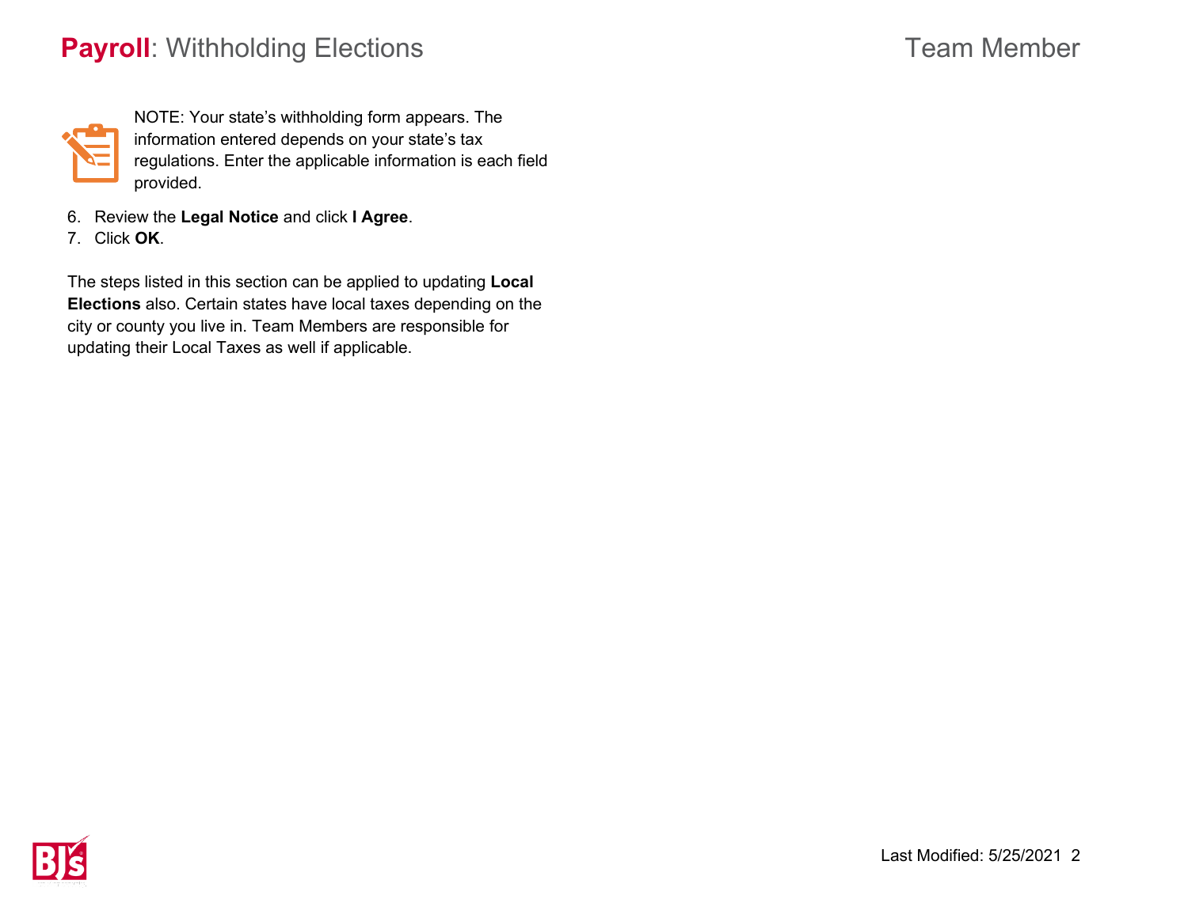NOTE: Your state's withholding form appears. The information entered depends on your state's tax regulations. Enter the applicable information is each field provided.

6. Review the **Legal Notice** and click **I Agree**.
7. Click **OK**.

The steps listed in this section can be applied to updating **Local Elections** also. Certain states have local taxes depending on the city or county you live in. Team Members are responsible for updating their Local Taxes as well if applicable.